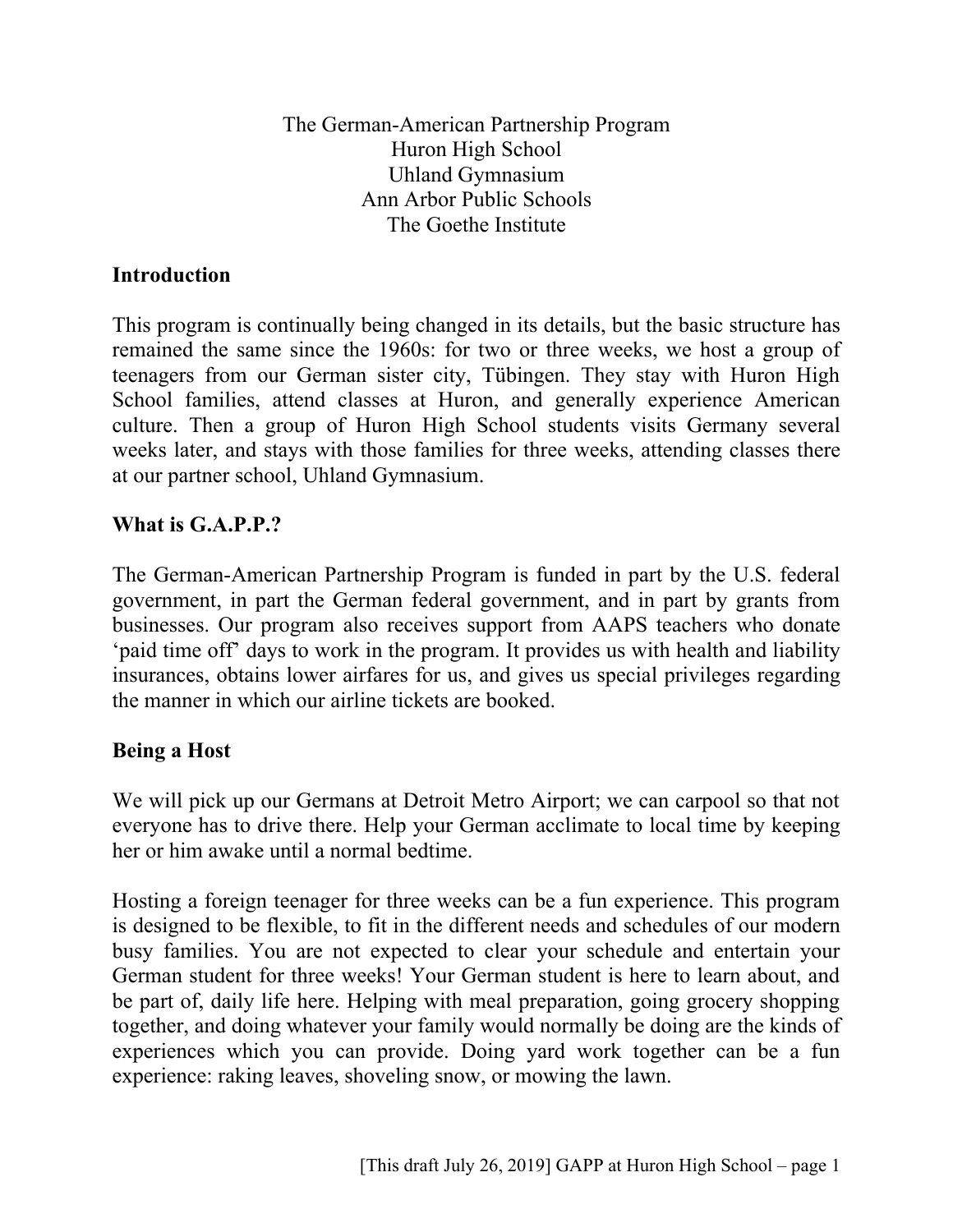The German-American Partnership Program
Huron High School
Uhland Gymnasium
Ann Arbor Public Schools
The Goethe Institute

## Introduction

This program is continually being changed in its details, but the basic structure has remained the same since the 1960s: for two or three weeks, we host a group of teenagers from our German sister city, Tübingen. They stay with Huron High School families, attend classes at Huron, and generally experience American culture. Then a group of Huron High School students visits Germany several weeks later, and stays with those families for three weeks, attending classes there at our partner school, Uhland Gymnasium.

## What is G.A.P.P.?

The German-American Partnership Program is funded in part by the U.S. federal government, in part the German federal government, and in part by grants from businesses. Our program also receives support from AAPS teachers who donate 'paid time off' days to work in the program. It provides us with health and liability insurances, obtains lower airfares for us, and gives us special privileges regarding the manner in which our airline tickets are booked.

## Being a Host

We will pick up our Germans at Detroit Metro Airport; we can carpool so that not everyone has to drive there. Help your German acclimate to local time by keeping her or him awake until a normal bedtime.

Hosting a foreign teenager for three weeks can be a fun experience. This program is designed to be flexible, to fit in the different needs and schedules of our modern busy families. You are not expected to clear your schedule and entertain your German student for three weeks! Your German student is here to learn about, and be part of, daily life here. Helping with meal preparation, going grocery shopping together, and doing whatever your family would normally be doing are the kinds of experiences which you can provide. Doing yard work together can be a fun experience: raking leaves, shoveling snow, or mowing the lawn.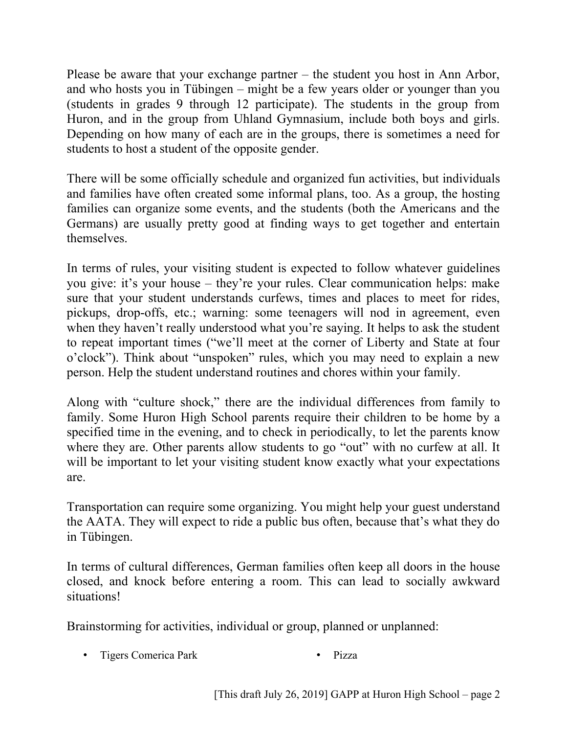Please be aware that your exchange partner – the student you host in Ann Arbor, and who hosts you in Tübingen – might be a few years older or younger than you (students in grades 9 through 12 participate). The students in the group from Huron, and in the group from Uhland Gymnasium, include both boys and girls. Depending on how many of each are in the groups, there is sometimes a need for students to host a student of the opposite gender.

There will be some officially schedule and organized fun activities, but individuals and families have often created some informal plans, too. As a group, the hosting families can organize some events, and the students (both the Americans and the Germans) are usually pretty good at finding ways to get together and entertain themselves.

In terms of rules, your visiting student is expected to follow whatever guidelines you give: it's your house – they're your rules. Clear communication helps: make sure that your student understands curfews, times and places to meet for rides, pickups, drop-offs, etc.; warning: some teenagers will nod in agreement, even when they haven't really understood what you're saying. It helps to ask the student to repeat important times ("we'll meet at the corner of Liberty and State at four o'clock"). Think about "unspoken" rules, which you may need to explain a new person. Help the student understand routines and chores within your family.

Along with "culture shock," there are the individual differences from family to family. Some Huron High School parents require their children to be home by a specified time in the evening, and to check in periodically, to let the parents know where they are. Other parents allow students to go "out" with no curfew at all. It will be important to let your visiting student know exactly what your expectations are.

Transportation can require some organizing. You might help your guest understand the AATA. They will expect to ride a public bus often, because that's what they do in Tübingen.

In terms of cultural differences, German families often keep all doors in the house closed, and knock before entering a room. This can lead to socially awkward situations!

Brainstorming for activities, individual or group, planned or unplanned:

- Tigers Comerica Park
- Pizza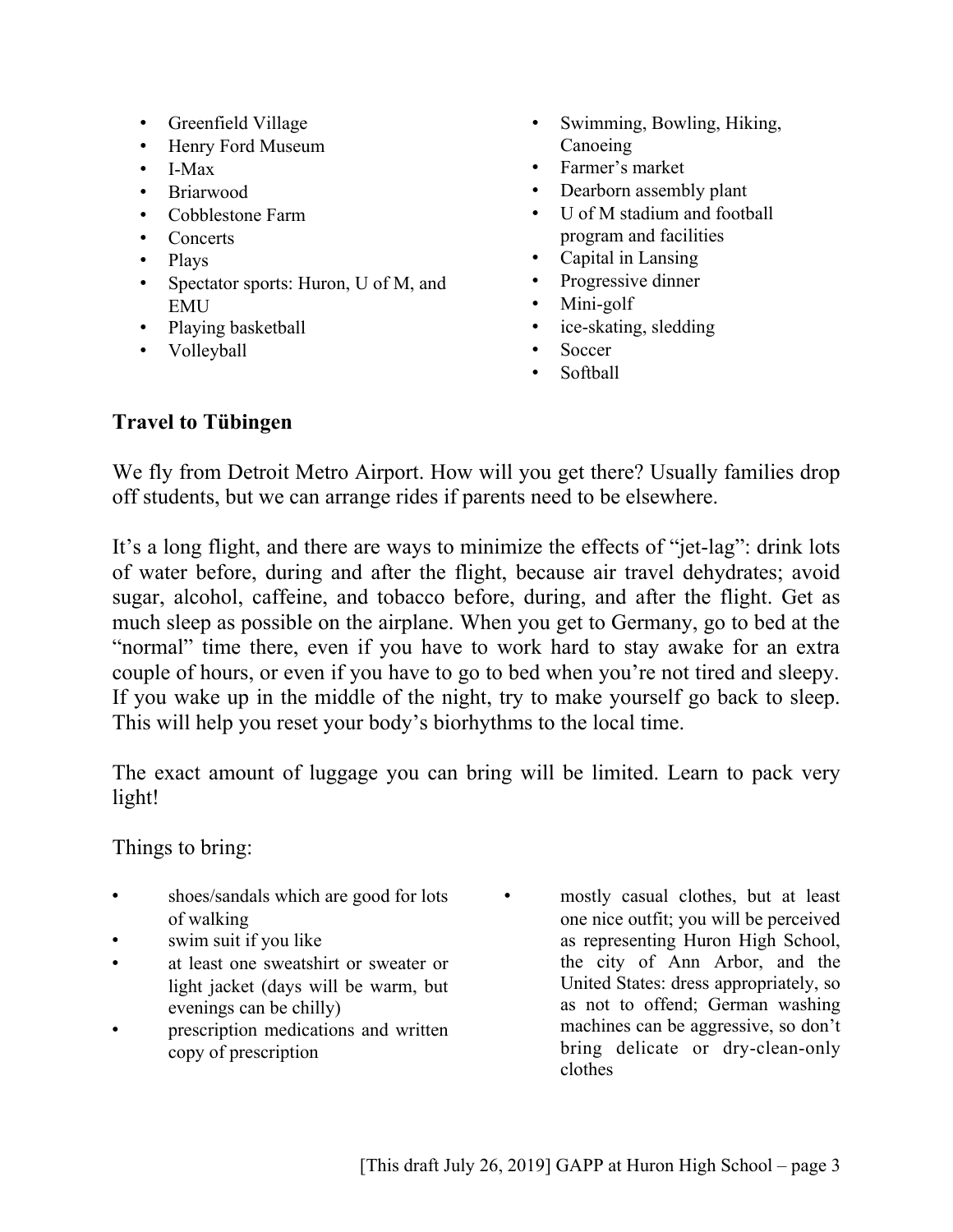- Greenfield Village
- Henry Ford Museum
- I-Max
- Briarwood
- Cobblestone Farm
- Concerts
- Plays
- Spectator sports: Huron, U of M, and EMU
- Playing basketball
- Volleyball
- Swimming, Bowling, Hiking, Canoeing
- Farmer's market
- Dearborn assembly plant
- U of M stadium and football program and facilities
- Capital in Lansing
- Progressive dinner
- Mini-golf
- ice-skating, sledding
- Soccer
- Softball

**Travel to Tübingen**

We fly from Detroit Metro Airport. How will you get there? Usually families drop off students, but we can arrange rides if parents need to be elsewhere.

It's a long flight, and there are ways to minimize the effects of "jet-lag": drink lots of water before, during and after the flight, because air travel dehydrates; avoid sugar, alcohol, caffeine, and tobacco before, during, and after the flight. Get as much sleep as possible on the airplane. When you get to Germany, go to bed at the "normal" time there, even if you have to work hard to stay awake for an extra couple of hours, or even if you have to go to bed when you're not tired and sleepy. If you wake up in the middle of the night, try to make yourself go back to sleep. This will help you reset your body's biorhythms to the local time.

The exact amount of luggage you can bring will be limited. Learn to pack very light!

Things to bring:

- shoes/sandals which are good for lots of walking
- swim suit if you like
- at least one sweatshirt or sweater or light jacket (days will be warm, but evenings can be chilly)
- prescription medications and written copy of prescription
- mostly casual clothes, but at least one nice outfit; you will be perceived as representing Huron High School, the city of Ann Arbor, and the United States: dress appropriately, so as not to offend; German washing machines can be aggressive, so don't bring delicate or dry-clean-only clothes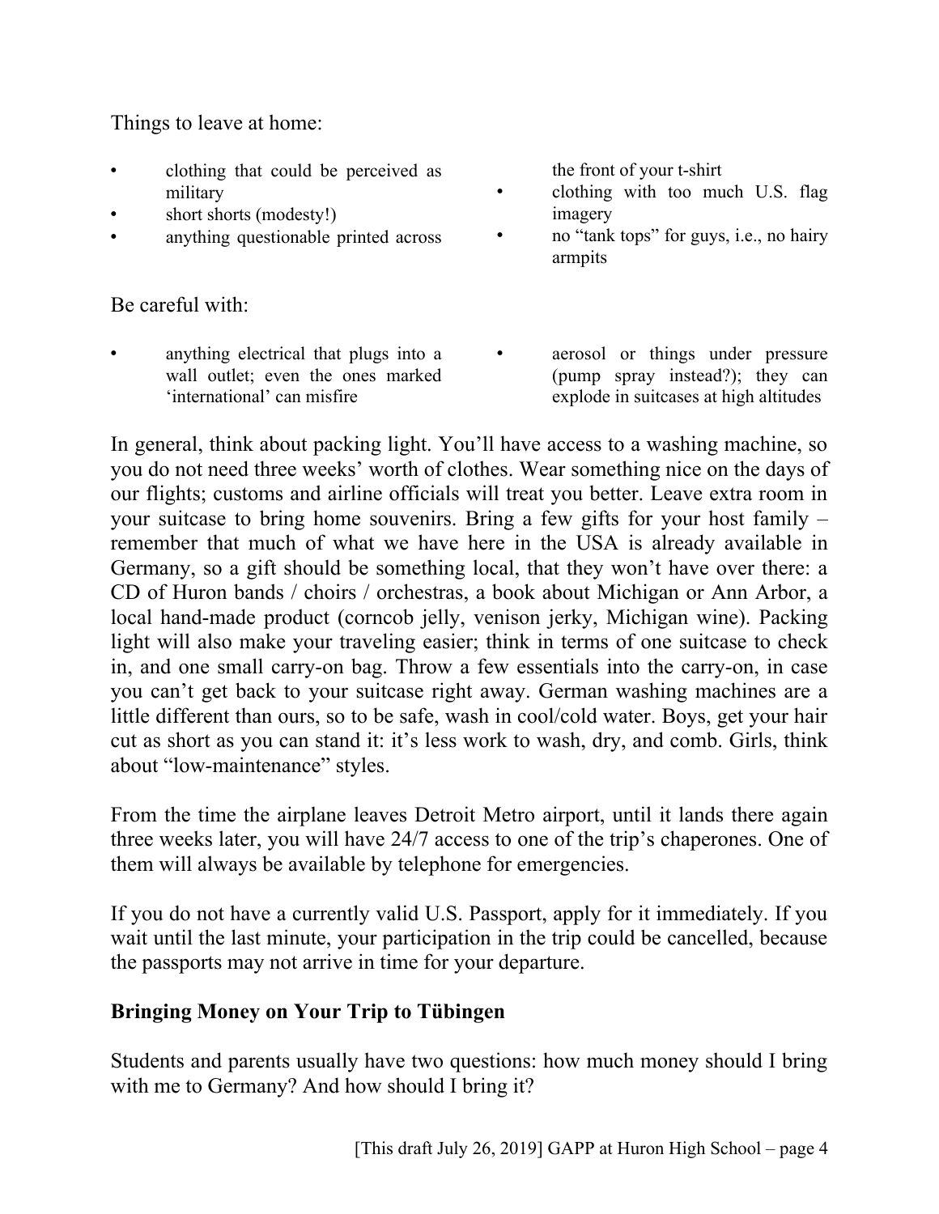Things to leave at home:

- clothing that could be perceived as military
- short shorts (modesty!)
- anything questionable printed across the front of your t-shirt
- clothing with too much U.S. flag imagery
- no "tank tops" for guys, i.e., no hairy armpits

Be careful with:

- anything electrical that plugs into a wall outlet; even the ones marked 'international' can misfire
- aerosol or things under pressure (pump spray instead?); they can explode in suitcases at high altitudes

In general, think about packing light. You'll have access to a washing machine, so you do not need three weeks' worth of clothes. Wear something nice on the days of our flights; customs and airline officials will treat you better. Leave extra room in your suitcase to bring home souvenirs. Bring a few gifts for your host family – remember that much of what we have here in the USA is already available in Germany, so a gift should be something local, that they won't have over there: a CD of Huron bands / choirs / orchestras, a book about Michigan or Ann Arbor, a local hand-made product (corncob jelly, venison jerky, Michigan wine). Packing light will also make your traveling easier; think in terms of one suitcase to check in, and one small carry-on bag. Throw a few essentials into the carry-on, in case you can't get back to your suitcase right away. German washing machines are a little different than ours, so to be safe, wash in cool/cold water. Boys, get your hair cut as short as you can stand it: it's less work to wash, dry, and comb. Girls, think about "low-maintenance" styles.

From the time the airplane leaves Detroit Metro airport, until it lands there again three weeks later, you will have 24/7 access to one of the trip's chaperones. One of them will always be available by telephone for emergencies.

If you do not have a currently valid U.S. Passport, apply for it immediately. If you wait until the last minute, your participation in the trip could be cancelled, because the passports may not arrive in time for your departure.

**Bringing Money on Your Trip to Tübingen**

Students and parents usually have two questions: how much money should I bring with me to Germany? And how should I bring it?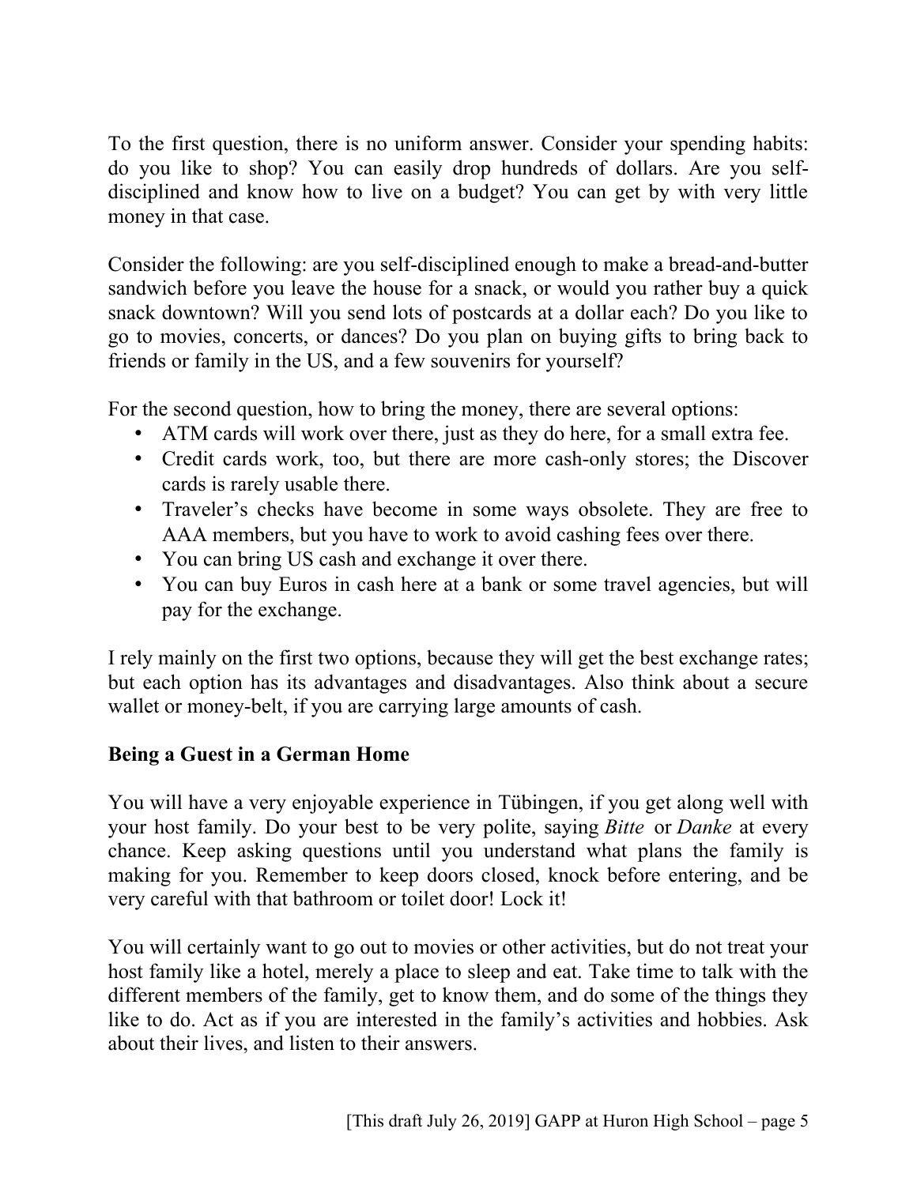To the first question, there is no uniform answer. Consider your spending habits: do you like to shop? You can easily drop hundreds of dollars. Are you self-disciplined and know how to live on a budget? You can get by with very little money in that case.

Consider the following: are you self-disciplined enough to make a bread-and-butter sandwich before you leave the house for a snack, or would you rather buy a quick snack downtown? Will you send lots of postcards at a dollar each? Do you like to go to movies, concerts, or dances? Do you plan on buying gifts to bring back to friends or family in the US, and a few souvenirs for yourself?

For the second question, how to bring the money, there are several options:

- ATM cards will work over there, just as they do here, for a small extra fee.
- Credit cards work, too, but there are more cash-only stores; the Discover cards is rarely usable there.
- Traveler's checks have become in some ways obsolete. They are free to AAA members, but you have to work to avoid cashing fees over there.
- You can bring US cash and exchange it over there.
- You can buy Euros in cash here at a bank or some travel agencies, but will pay for the exchange.

I rely mainly on the first two options, because they will get the best exchange rates; but each option has its advantages and disadvantages. Also think about a secure wallet or money-belt, if you are carrying large amounts of cash.

## Being a Guest in a German Home

You will have a very enjoyable experience in Tübingen, if you get along well with your host family. Do your best to be very polite, saying *Bitte* or *Danke* at every chance. Keep asking questions until you understand what plans the family is making for you. Remember to keep doors closed, knock before entering, and be very careful with that bathroom or toilet door! Lock it!

You will certainly want to go out to movies or other activities, but do not treat your host family like a hotel, merely a place to sleep and eat. Take time to talk with the different members of the family, get to know them, and do some of the things they like to do. Act as if you are interested in the family's activities and hobbies. Ask about their lives, and listen to their answers.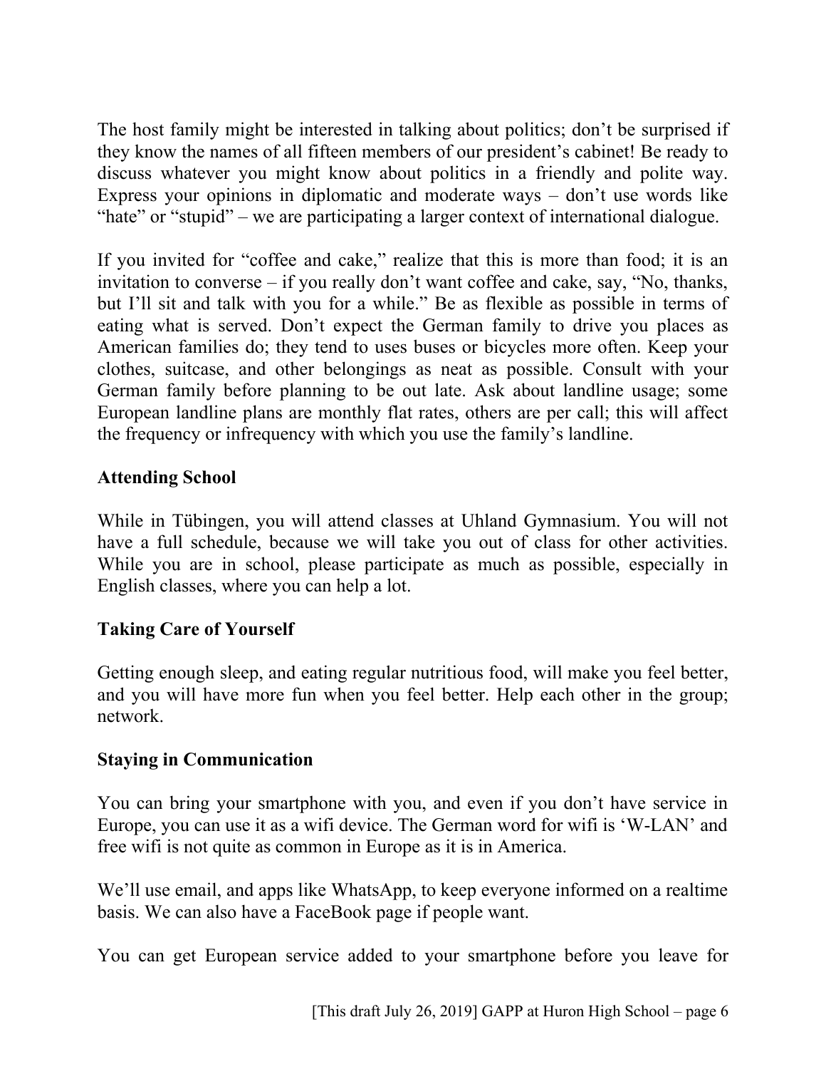The host family might be interested in talking about politics; don't be surprised if they know the names of all fifteen members of our president's cabinet! Be ready to discuss whatever you might know about politics in a friendly and polite way. Express your opinions in diplomatic and moderate ways – don't use words like "hate" or "stupid" – we are participating a larger context of international dialogue.

If you invited for "coffee and cake," realize that this is more than food; it is an invitation to converse – if you really don't want coffee and cake, say, "No, thanks, but I'll sit and talk with you for a while." Be as flexible as possible in terms of eating what is served. Don't expect the German family to drive you places as American families do; they tend to uses buses or bicycles more often. Keep your clothes, suitcase, and other belongings as neat as possible. Consult with your German family before planning to be out late. Ask about landline usage; some European landline plans are monthly flat rates, others are per call; this will affect the frequency or infrequency with which you use the family's landline.

### Attending School

While in Tübingen, you will attend classes at Uhland Gymnasium. You will not have a full schedule, because we will take you out of class for other activities. While you are in school, please participate as much as possible, especially in English classes, where you can help a lot.

### Taking Care of Yourself

Getting enough sleep, and eating regular nutritious food, will make you feel better, and you will have more fun when you feel better. Help each other in the group; network.

### Staying in Communication

You can bring your smartphone with you, and even if you don't have service in Europe, you can use it as a wifi device. The German word for wifi is 'W-LAN' and free wifi is not quite as common in Europe as it is in America.

We'll use email, and apps like WhatsApp, to keep everyone informed on a realtime basis. We can also have a FaceBook page if people want.

You can get European service added to your smartphone before you leave for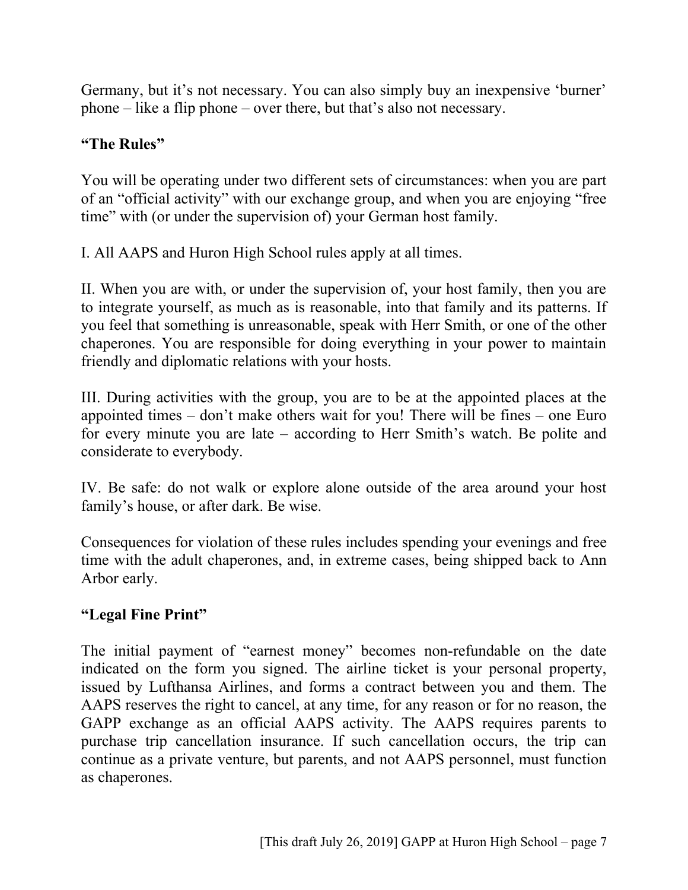Germany, but it's not necessary. You can also simply buy an inexpensive 'burner' phone – like a flip phone – over there, but that's also not necessary.

**"The Rules"**

You will be operating under two different sets of circumstances: when you are part of an "official activity" with our exchange group, and when you are enjoying "free time" with (or under the supervision of) your German host family.

I. All AAPS and Huron High School rules apply at all times.

II. When you are with, or under the supervision of, your host family, then you are to integrate yourself, as much as is reasonable, into that family and its patterns. If you feel that something is unreasonable, speak with Herr Smith, or one of the other chaperones. You are responsible for doing everything in your power to maintain friendly and diplomatic relations with your hosts.

III. During activities with the group, you are to be at the appointed places at the appointed times – don't make others wait for you! There will be fines – one Euro for every minute you are late – according to Herr Smith's watch. Be polite and considerate to everybody.

IV. Be safe: do not walk or explore alone outside of the area around your host family's house, or after dark. Be wise.

Consequences for violation of these rules includes spending your evenings and free time with the adult chaperones, and, in extreme cases, being shipped back to Ann Arbor early.

**"Legal Fine Print"**

The initial payment of "earnest money" becomes non-refundable on the date indicated on the form you signed. The airline ticket is your personal property, issued by Lufthansa Airlines, and forms a contract between you and them. The AAPS reserves the right to cancel, at any time, for any reason or for no reason, the GAPP exchange as an official AAPS activity. The AAPS requires parents to purchase trip cancellation insurance. If such cancellation occurs, the trip can continue as a private venture, but parents, and not AAPS personnel, must function as chaperones.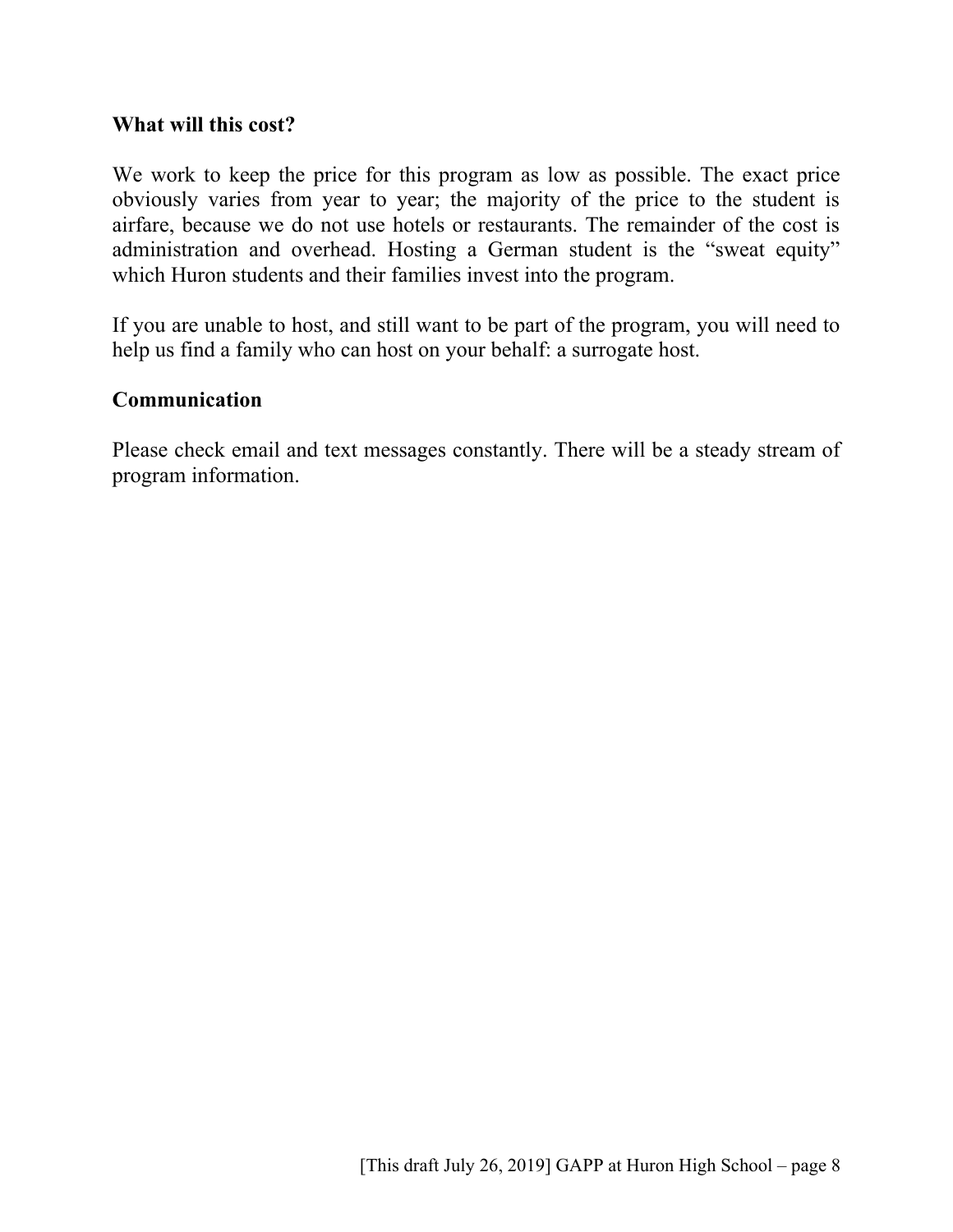## What will this cost?

We work to keep the price for this program as low as possible. The exact price obviously varies from year to year; the majority of the price to the student is airfare, because we do not use hotels or restaurants. The remainder of the cost is administration and overhead. Hosting a German student is the "sweat equity" which Huron students and their families invest into the program.

If you are unable to host, and still want to be part of the program, you will need to help us find a family who can host on your behalf: a surrogate host.

## Communication

Please check email and text messages constantly. There will be a steady stream of program information.